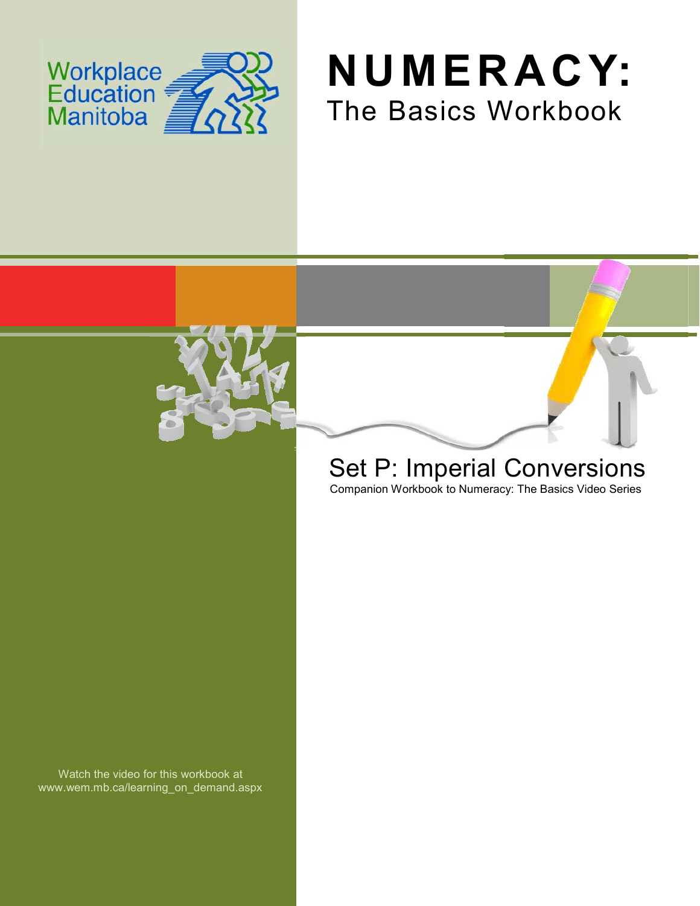Workplace Education Manitoba

# NUMERACY:

## The Basics Workbook

## Set P: Imperial Conversions

Companion Workbook to Numeracy: The Basics Video Series

Watch the video for this workbook at www.wem.mb.ca/learning_on_demand.aspx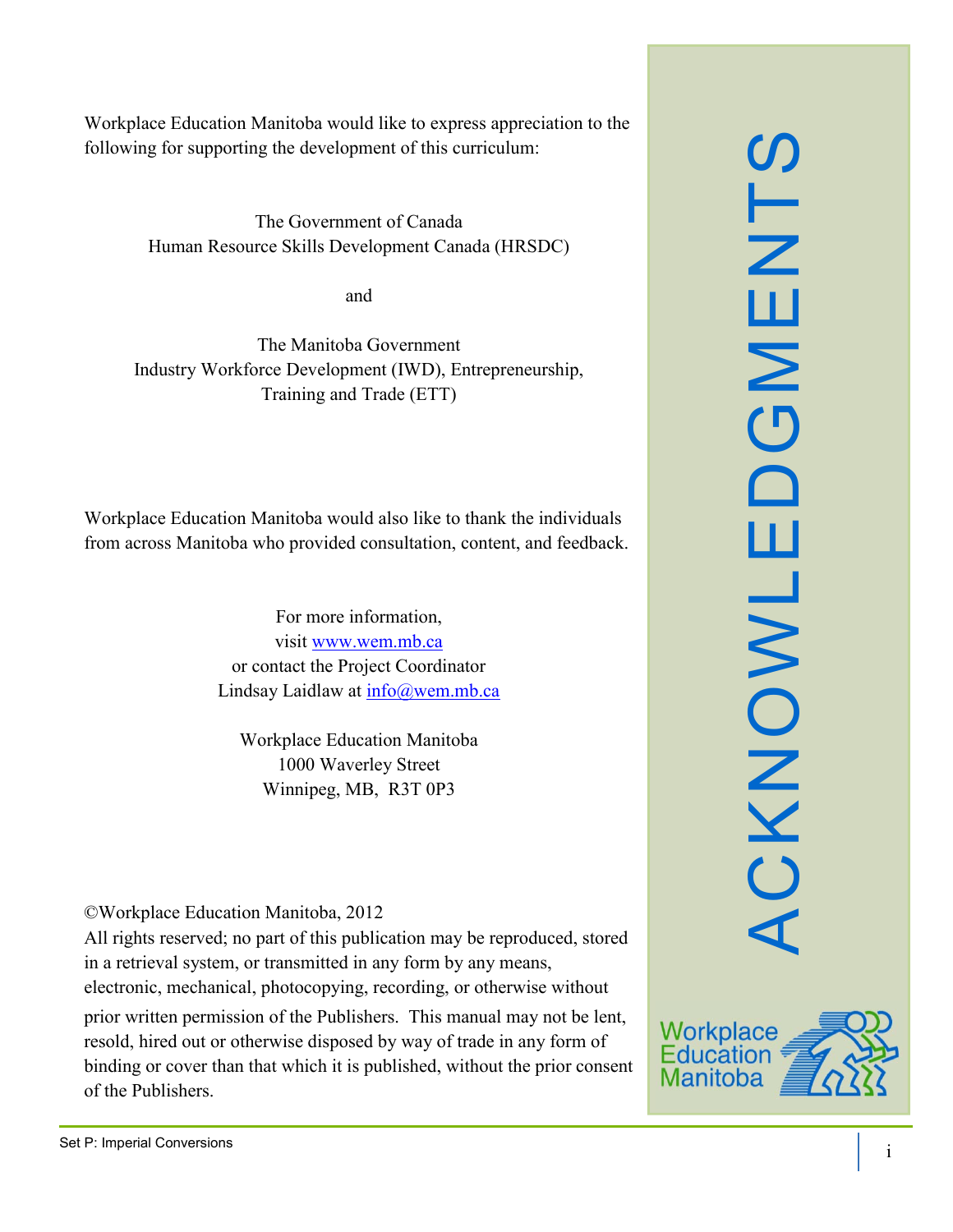# ACKNOWLEDGMENTS

Workplace Education Manitoba would like to express appreciation to the following for supporting the development of this curriculum:

The Government of Canada
Human Resource Skills Development Canada (HRSDC)

and

The Manitoba Government
Industry Workforce Development (IWD), Entrepreneurship, Training and Trade (ETT)

Workplace Education Manitoba would also like to thank the individuals from across Manitoba who provided consultation, content, and feedback.

For more information,
visit [www.wem.mb.ca](http://www.wem.mb.ca)
or contact the Project Coordinator
Lindsay Laidlaw at [info@wem.mb.ca](mailto:info@wem.mb.ca)

Workplace Education Manitoba
1000 Waverley Street
Winnipeg, MB, R3T 0P3

©Workplace Education Manitoba, 2012
All rights reserved; no part of this publication may be reproduced, stored in a retrieval system, or transmitted in any form by any means, electronic, mechanical, photocopying, recording, or otherwise without prior written permission of the Publishers. This manual may not be lent, resold, hired out or otherwise disposed by way of trade in any form of binding or cover than that which it is published, without the prior consent of the Publishers.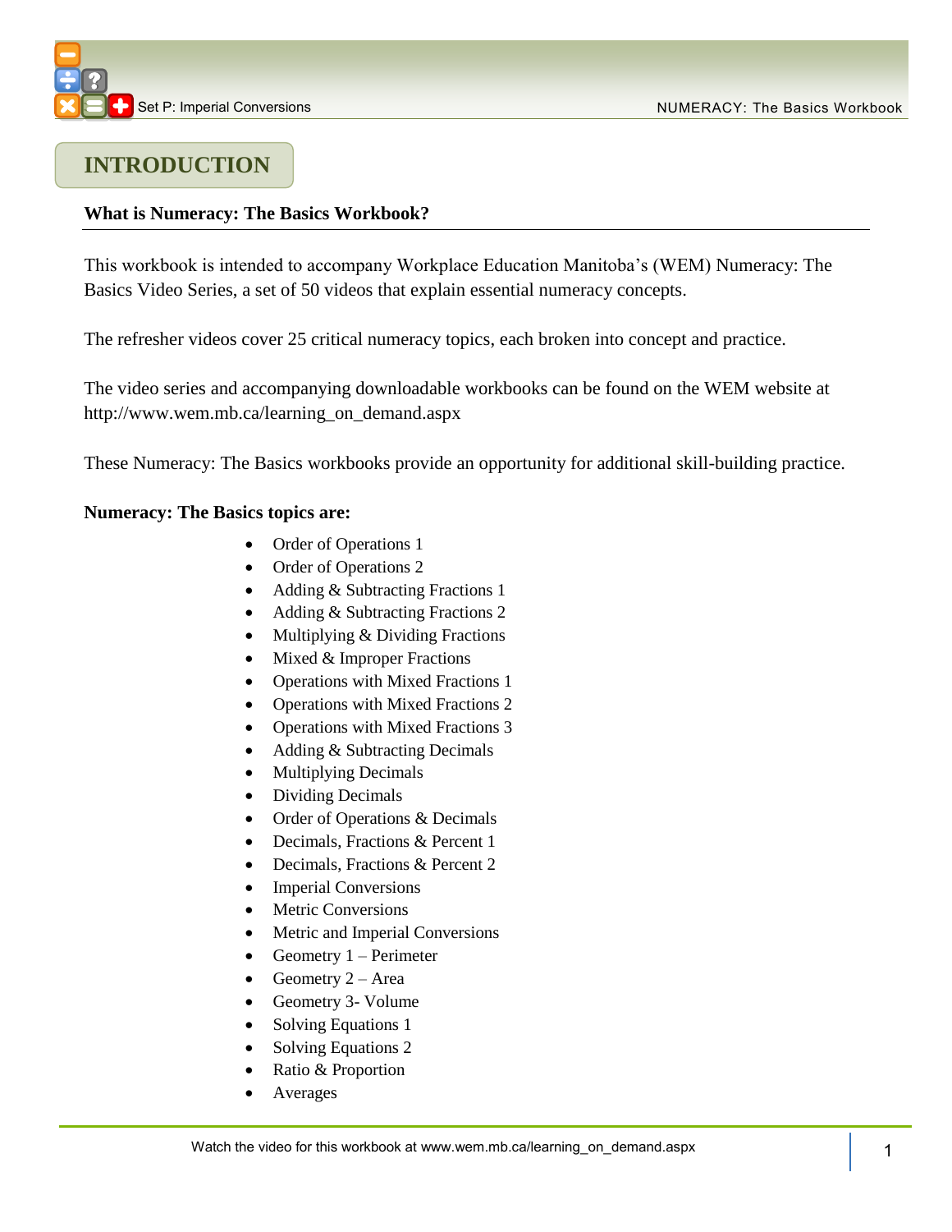# INTRODUCTION

**What is Numeracy: The Basics Workbook?**

This workbook is intended to accompany Workplace Education Manitoba's (WEM) Numeracy: The Basics Video Series, a set of 50 videos that explain essential numeracy concepts.

The refresher videos cover 25 critical numeracy topics, each broken into concept and practice.

The video series and accompanying downloadable workbooks can be found on the WEM website at http://www.wem.mb.ca/learning_on_demand.aspx

These Numeracy: The Basics workbooks provide an opportunity for additional skill-building practice.

**Numeracy: The Basics topics are:**

- Order of Operations 1
- Order of Operations 2
- Adding & Subtracting Fractions 1
- Adding & Subtracting Fractions 2
- Multiplying & Dividing Fractions
- Mixed & Improper Fractions
- Operations with Mixed Fractions 1
- Operations with Mixed Fractions 2
- Operations with Mixed Fractions 3
- Adding & Subtracting Decimals
- Multiplying Decimals
- Dividing Decimals
- Order of Operations & Decimals
- Decimals, Fractions & Percent 1
- Decimals, Fractions & Percent 2
- Imperial Conversions
- Metric Conversions
- Metric and Imperial Conversions
- Geometry 1 – Perimeter
- Geometry 2 – Area
- Geometry 3- Volume
- Solving Equations 1
- Solving Equations 2
- Ratio & Proportion
- Averages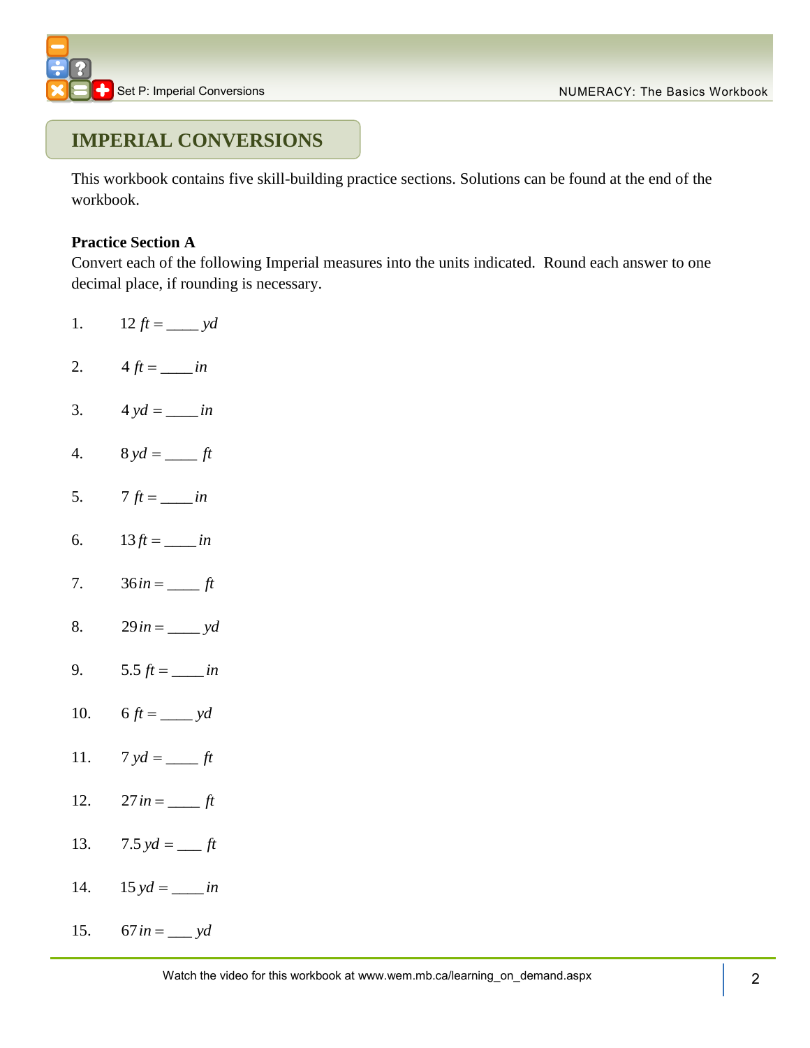## IMPERIAL CONVERSIONS

This workbook contains five skill-building practice sections. Solutions can be found at the end of the workbook.

**Practice Section A**

Convert each of the following Imperial measures into the units indicated. Round each answer to one decimal place, if rounding is necessary.

1. $12\ ft =$ ____ $yd$
2. $4\ ft =$ ____ $in$
3. $4\ yd =$ ____ $in$
4. $8\ yd =$ ____ $ft$
5. $7\ ft =$ ____ $in$
6. $13\ ft =$ ____ $in$
7. $36\ in =$ ____ $ft$
8. $29\ in =$ ____ $yd$
9. $5.5\ ft =$ ____ $in$
10. $6\ ft =$ ____ $yd$
11. $7\ yd =$ ____ $ft$
12. $27\ in =$ ____ $ft$
13. $7.5\ yd =$ ___ $ft$
14. $15\ yd =$ ____ $in$
15. $67\ in =$ ___ $yd$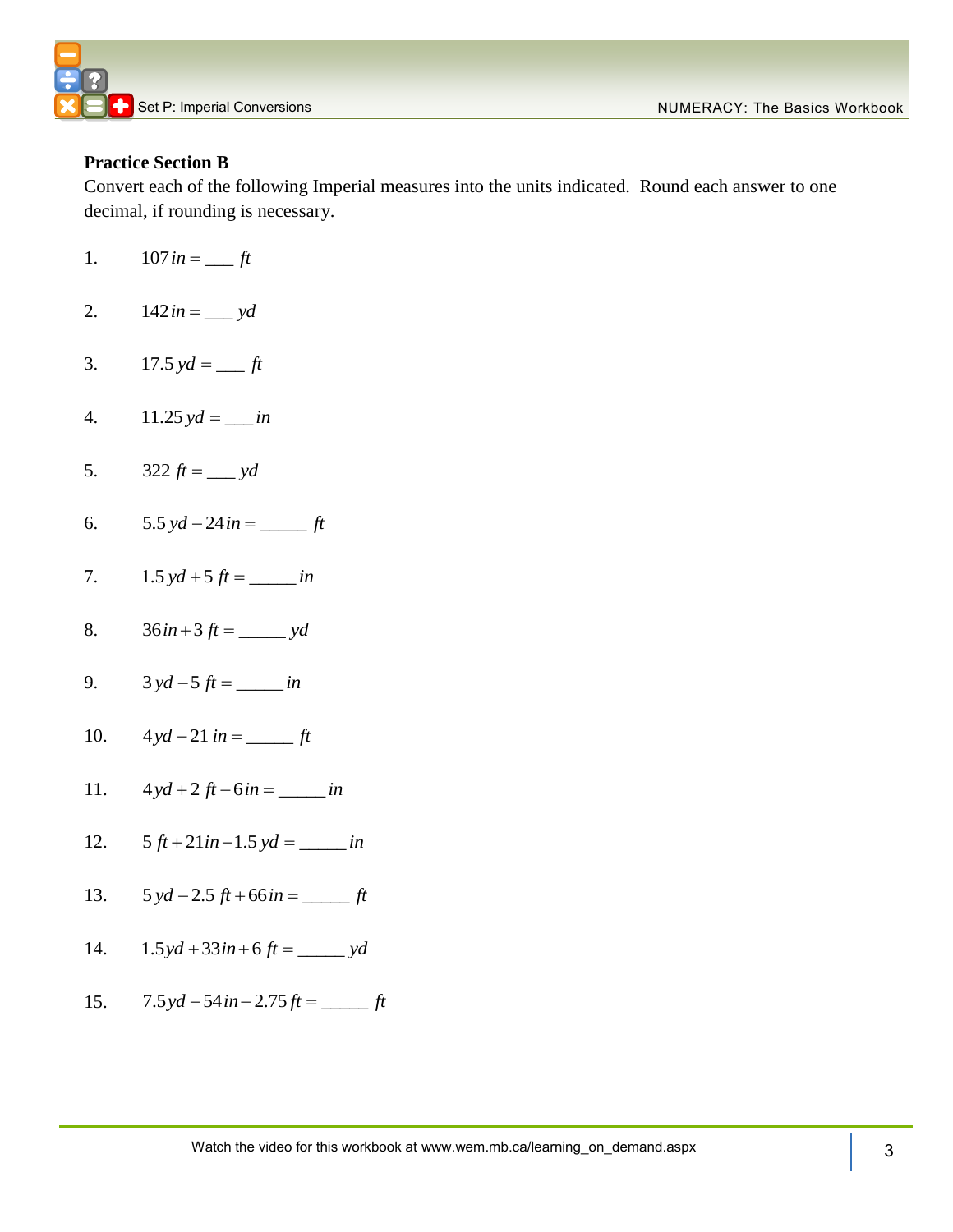**Practice Section B**

Convert each of the following Imperial measures into the units indicated. Round each answer to one decimal, if rounding is necessary.

1. $107\,in = \_\_\_\ ft$

2. $142\,in = \_\_\_\ yd$

3. $17.5\,yd = \_\_\_\ ft$

4. $11.25\,yd = \_\_\_\ in$

5. $322\ ft = \_\_\_\ yd$

6. $5.5\,yd - 24\,in = \_\_\_\_\_\ ft$

7. $1.5\,yd + 5\ ft = \_\_\_\_\_\ in$

8. $36\,in + 3\ ft = \_\_\_\_\_\ yd$

9. $3\,yd - 5\ ft = \_\_\_\_\_\ in$

10. $4\,yd - 21\ in = \_\_\_\_\_\ ft$

11. $4\,yd + 2\ ft - 6\,in = \_\_\_\_\_\ in$

12. $5\ ft + 21\,in - 1.5\,yd = \_\_\_\_\_\ in$

13. $5\,yd - 2.5\ ft + 66\,in = \_\_\_\_\_\ ft$

14. $1.5\,yd + 33\,in + 6\ ft = \_\_\_\_\_\ yd$

15. $7.5\,yd - 54\,in - 2.75\,ft = \_\_\_\_\_\ ft$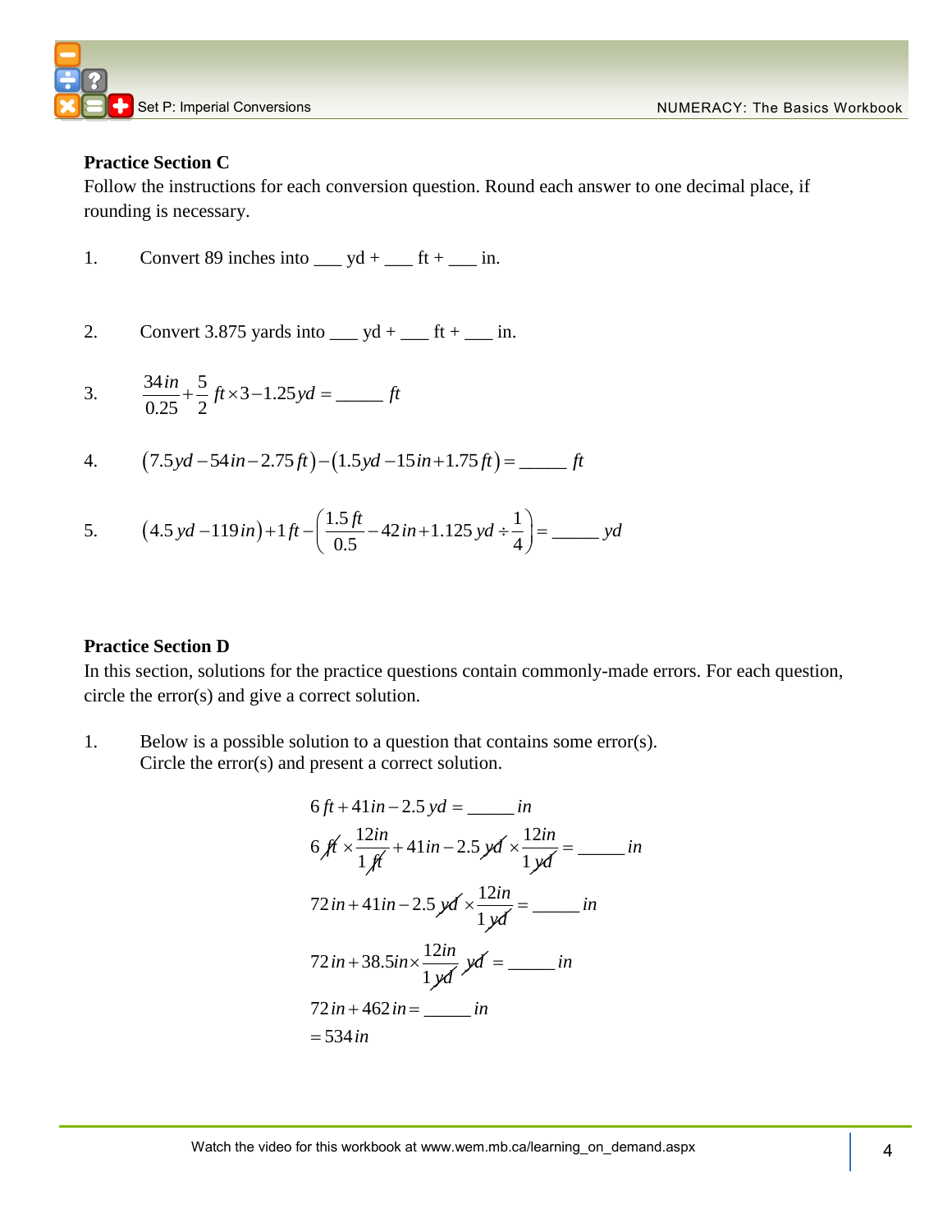### Practice Section C

Follow the instructions for each conversion question. Round each answer to one decimal place, if rounding is necessary.

1. Convert 89 inches into ___ yd + ___ ft + ___ in.

2. Convert 3.875 yards into ___ yd + ___ ft + ___ in.

3. $\frac{34in}{0.25}+\frac{5}{2}ft\times 3-1.25yd=$ _____ $ft$

4. $(7.5yd-54in-2.75ft)-(1.5yd-15in+1.75ft)=$ _____ $ft$

5. $(4.5yd-119in)+1ft-\left(\frac{1.5ft}{0.5}-42in+1.125yd\div\frac{1}{4}\right)=$ _____ $yd$

### Practice Section D

In this section, solutions for the practice questions contain commonly-made errors. For each question, circle the error(s) and give a correct solution.

1. Below is a possible solution to a question that contains some error(s). Circle the error(s) and present a correct solution.

$$6\,ft+41in-2.5\,yd=\_\_\_\_\_\,in$$

$$6\,\cancel{ft}\times\frac{12in}{1\,\cancel{ft}}+41in-2.5\,\cancel{yd}\times\frac{12in}{1\,\cancel{yd}}=\_\_\_\_\_\,in$$

$$72\,in+41in-2.5\,\cancel{yd}\times\frac{12in}{1\,\cancel{yd}}=\_\_\_\_\_\,in$$

$$72\,in+38.5in\times\frac{12in}{1\,\cancel{yd}}\,\cancel{yd}=\_\_\_\_\_\,in$$

$$72\,in+462\,in=\_\_\_\_\_\,in$$

$$=534\,in$$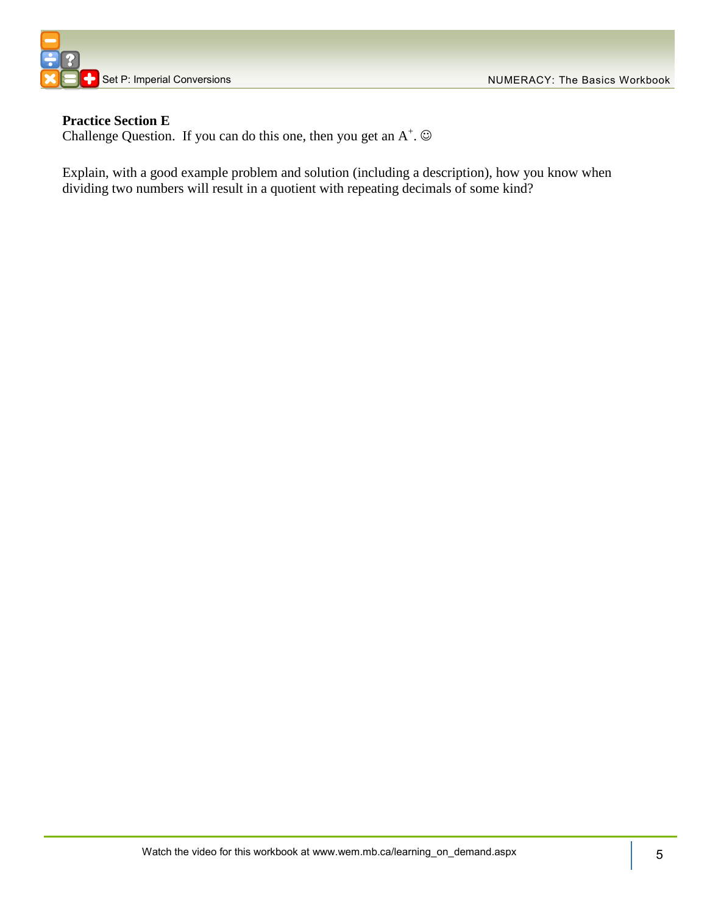**Practice Section E**

Challenge Question. If you can do this one, then you get an $A^+$. ☺

Explain, with a good example problem and solution (including a description), how you know when dividing two numbers will result in a quotient with repeating decimals of some kind?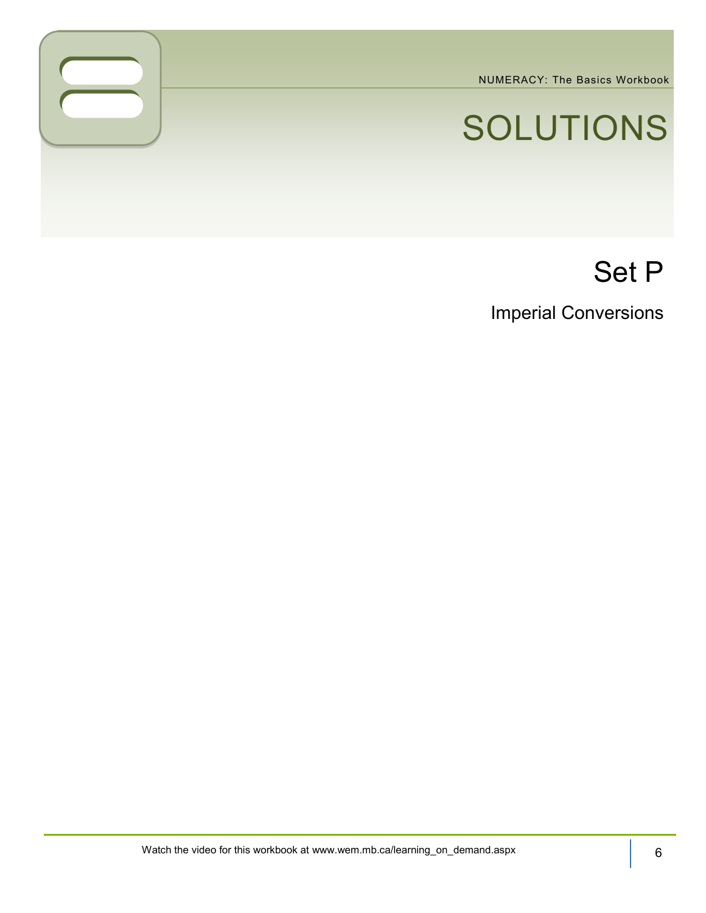# SOLUTIONS

## Set P

### Imperial Conversions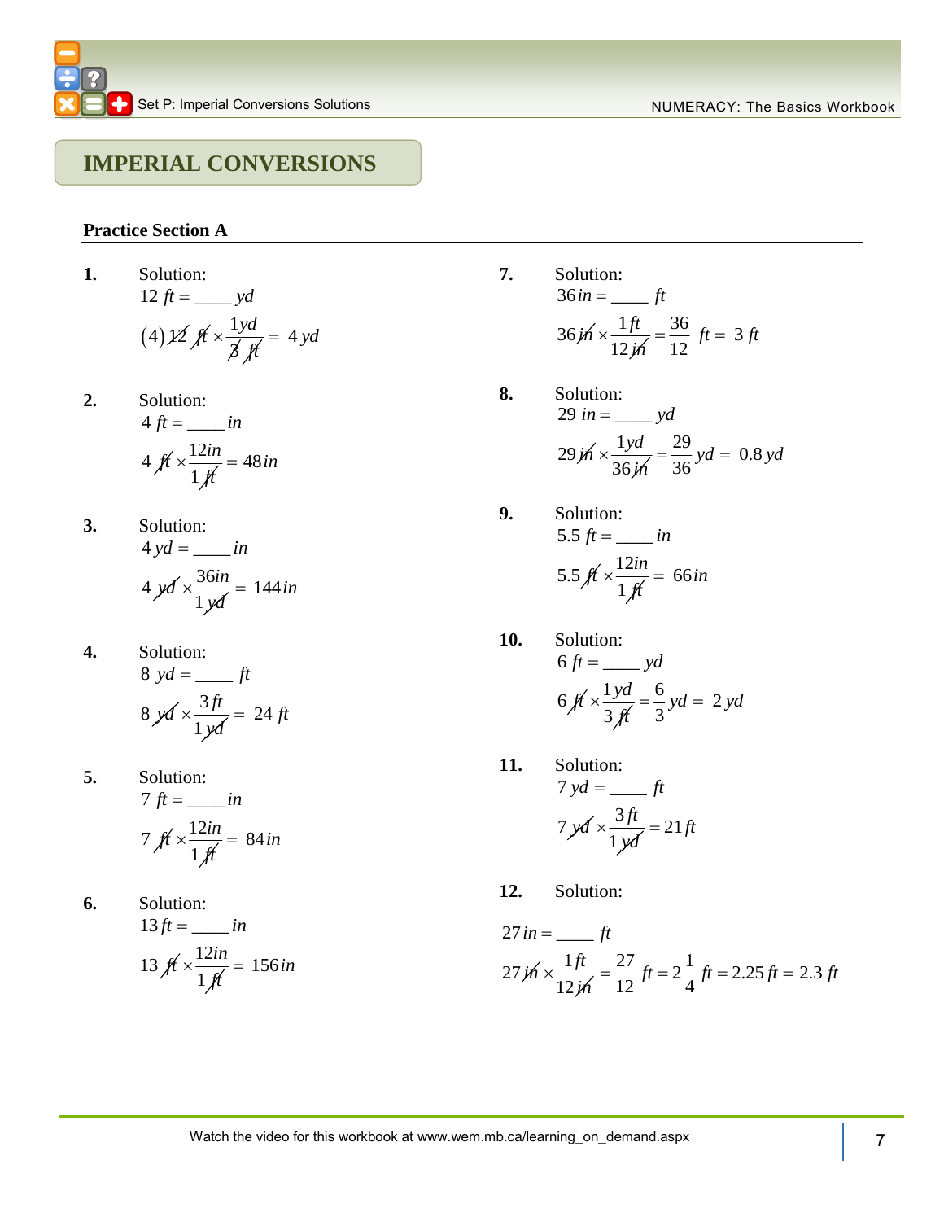# IMPERIAL CONVERSIONS

## Practice Section A

**1.** Solution:

$12\ ft = \_\_\_\_\ yd$

$$(4)\cancel{12}\ \cancel{ft} \times \frac{1 yd}{\cancel{3}\ \cancel{ft}} = 4\ yd$$

**2.** Solution:

$4\ ft = \_\_\_\_\ in$

$$4\ \cancel{ft} \times \frac{12 in}{1\ \cancel{ft}} = 48\, in$$

**3.** Solution:

$4\ yd = \_\_\_\_\ in$

$$4\ \cancel{yd} \times \frac{36 in}{1\ \cancel{yd}} = 144\, in$$

**4.** Solution:

$8\ yd = \_\_\_\_\ ft$

$$8\ \cancel{yd} \times \frac{3\ ft}{1\ \cancel{yd}} = 24\ ft$$

**5.** Solution:

$7\ ft = \_\_\_\_\ in$

$$7\ \cancel{ft} \times \frac{12 in}{1\ \cancel{ft}} = 84\, in$$

**6.** Solution:

$13\, ft = \_\_\_\_\ in$

$$13\ \cancel{ft} \times \frac{12 in}{1\ \cancel{ft}} = 156\, in$$

**7.** Solution:

$36\, in = \_\_\_\_\ ft$

$$36\ \cancel{in} \times \frac{1\ ft}{12\ \cancel{in}} = \frac{36}{12}\ ft = 3\ ft$$

**8.** Solution:

$29\ in = \_\_\_\_\ yd$

$$29\ \cancel{in} \times \frac{1 yd}{36\ \cancel{in}} = \frac{29}{36}\ yd = 0.8\ yd$$

**9.** Solution:

$5.5\ ft = \_\_\_\_\ in$

$$5.5\ \cancel{ft} \times \frac{12 in}{1\ \cancel{ft}} = 66\, in$$

**10.** Solution:

$6\ ft = \_\_\_\_\ yd$

$$6\ \cancel{ft} \times \frac{1\ yd}{3\ \cancel{ft}} = \frac{6}{3}\ yd = 2\ yd$$

**11.** Solution:

$7\ yd = \_\_\_\_\ ft$

$$7\ \cancel{yd} \times \frac{3\ ft}{1\ \cancel{yd}} = 21\, ft$$

**12.** Solution:

$27\, in = \_\_\_\_\ ft$

$$27\ \cancel{in} \times \frac{1\ ft}{12\ \cancel{in}} = \frac{27}{12}\ ft = 2\frac{1}{4}\ ft = 2.25\, ft = 2.3\ ft$$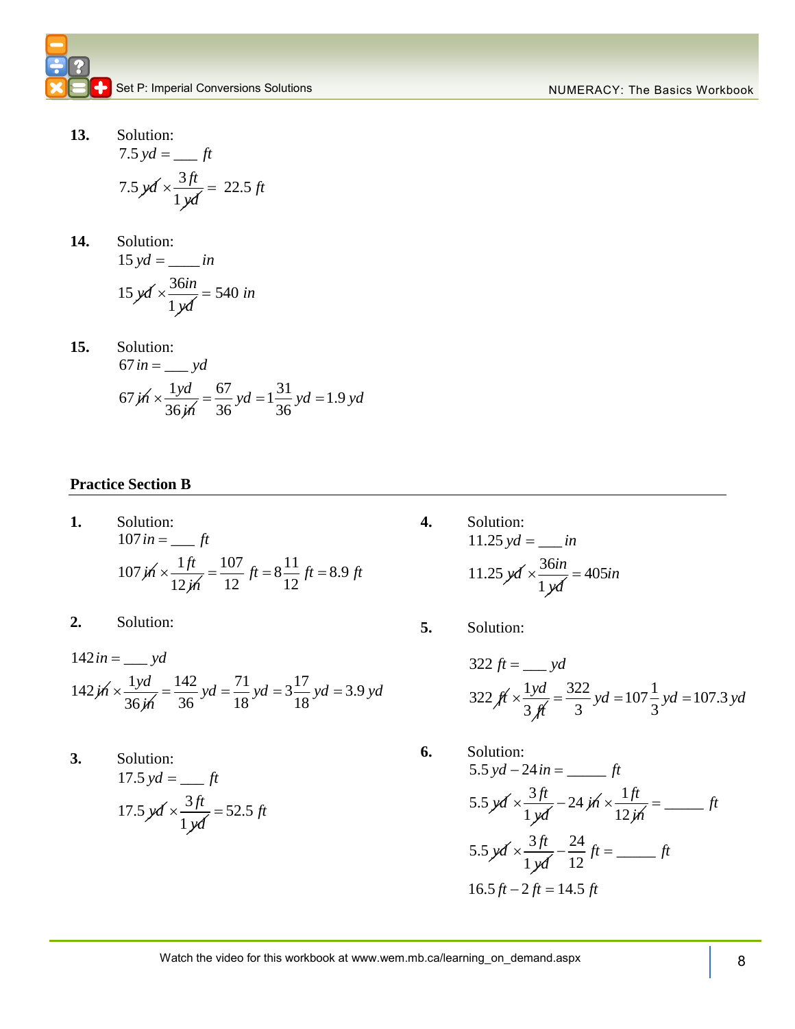**13.** Solution:

$7.5\,yd = \_\_\_\ ft$

$$7.5\,\cancel{yd} \times \frac{3\,ft}{1\,\cancel{yd}} = 22.5\,ft$$

**14.** Solution:

$15\,yd = \_\_\_\_\ in$

$$15\,\cancel{yd} \times \frac{36in}{1\,\cancel{yd}} = 540\,in$$

**15.** Solution:

$67\,in = \_\_\_\ yd$

$$67\,\cancel{in} \times \frac{1yd}{36\,\cancel{in}} = \frac{67}{36}\,yd = 1\frac{31}{36}\,yd = 1.9\,yd$$

## Practice Section B

**1.** Solution:

$107\,in = \_\_\_\ ft$

$$107\,\cancel{in} \times \frac{1\,ft}{12\,\cancel{in}} = \frac{107}{12}\,ft = 8\frac{11}{12}\,ft = 8.9\,ft$$

**2.** Solution:

$142\,in = \_\_\_\ yd$

$$142\,\cancel{in} \times \frac{1yd}{36\,\cancel{in}} = \frac{142}{36}\,yd = \frac{71}{18}\,yd = 3\frac{17}{18}\,yd = 3.9\,yd$$

**3.** Solution:

$17.5\,yd = \_\_\_\ ft$

$$17.5\,\cancel{yd} \times \frac{3\,ft}{1\,\cancel{yd}} = 52.5\,ft$$

**4.** Solution:

$11.25\,yd = \_\_\_\ in$

$$11.25\,\cancel{yd} \times \frac{36in}{1\,\cancel{yd}} = 405in$$

**5.** Solution:

$322\,ft = \_\_\_\ yd$

$$322\,\cancel{ft} \times \frac{1yd}{3\,\cancel{ft}} = \frac{322}{3}\,yd = 107\frac{1}{3}\,yd = 107.3\,yd$$

**6.** Solution:

$5.5\,yd - 24\,in = \_\_\_\_\_\ ft$

$$5.5\,\cancel{yd} \times \frac{3\,ft}{1\,\cancel{yd}} - 24\,\cancel{in} \times \frac{1\,ft}{12\,\cancel{in}} = \_\_\_\_\_\ ft$$

$$5.5\,\cancel{yd} \times \frac{3\,ft}{1\,\cancel{yd}} - \frac{24}{12}\,ft = \_\_\_\_\_\ ft$$

$$16.5\,ft - 2\,ft = 14.5\,ft$$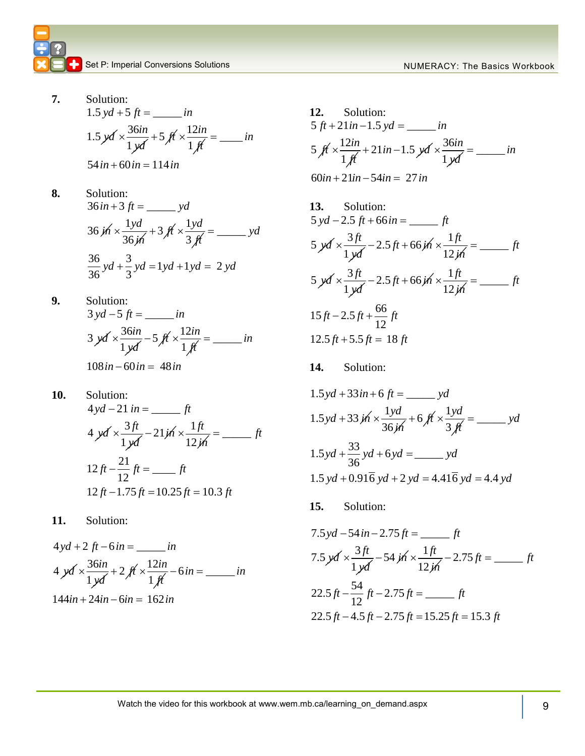**7.** Solution:

$1.5\,yd + 5\,ft = \_\_\_\_\_\,in$

$$1.5\,\cancel{yd} \times \frac{36in}{1\,\cancel{yd}} + 5\,\cancel{ft} \times \frac{12in}{1\,\cancel{ft}} = \_\_\_\_\,in$$

$54\,in + 60\,in = 114\,in$

**8.** Solution:

$36\,in + 3\,ft = \_\_\_\_\_\,yd$

$$36\,\cancel{in} \times \frac{1yd}{36\,\cancel{in}} + 3\,\cancel{ft} \times \frac{1yd}{3\,\cancel{ft}} = \_\_\_\_\_\,yd$$

$$\frac{36}{36}\,yd + \frac{3}{3}\,yd = 1yd + 1yd = 2\,yd$$

**9.** Solution:

$3\,yd - 5\,ft = \_\_\_\_\_\,in$

$$3\,\cancel{yd} \times \frac{36in}{1\,\cancel{yd}} - 5\,\cancel{ft} \times \frac{12in}{1\,\cancel{ft}} = \_\_\_\_\_\,in$$

$108\,in - 60\,in = 48\,in$

**10.** Solution:

$4\,yd - 21\,in = \_\_\_\_\_\,ft$

$$4\,\cancel{yd} \times \frac{3\,ft}{1\,\cancel{yd}} - 21\,\cancel{in} \times \frac{1\,ft}{12\,\cancel{in}} = \_\_\_\_\_\,ft$$

$$12\,ft - \frac{21}{12}\,ft = \_\_\_\_\,ft$$

$12\,ft - 1.75\,ft = 10.25\,ft = 10.3\,ft$

**11.** Solution:

$4\,yd + 2\,ft - 6\,in = \_\_\_\_\_\,in$

$$4\,\cancel{yd} \times \frac{36in}{1\,\cancel{yd}} + 2\,\cancel{ft} \times \frac{12in}{1\,\cancel{ft}} - 6\,in = \_\_\_\_\_\,in$$

$144in + 24in - 6in = 162\,in$

**12.** Solution:

$5\,ft + 21\,in - 1.5\,yd = \_\_\_\_\_\,in$

$$5\,\cancel{ft} \times \frac{12in}{1\,\cancel{ft}} + 21\,in - 1.5\,\cancel{yd} \times \frac{36in}{1\,\cancel{yd}} = \_\_\_\_\_\,in$$

$60in + 21in - 54in = 27\,in$

**13.** Solution:

$5\,yd - 2.5\,ft + 66\,in = \_\_\_\_\_\,ft$

$$5\,\cancel{yd} \times \frac{3\,ft}{1\,\cancel{yd}} - 2.5\,ft + 66\,\cancel{in} \times \frac{1\,ft}{12\,\cancel{in}} = \_\_\_\_\_\,ft$$

$$5\,\cancel{yd} \times \frac{3\,ft}{1\,\cancel{yd}} - 2.5\,ft + 66\,\cancel{in} \times \frac{1\,ft}{12\,\cancel{in}} = \_\_\_\_\_\,ft$$

$$15\,ft - 2.5\,ft + \frac{66}{12}\,ft$$

$12.5\,ft + 5.5\,ft = 18\,ft$

**14.** Solution:

$1.5yd + 33\,in + 6\,ft = \_\_\_\_\_\,yd$

$$1.5yd + 33\,\cancel{in} \times \frac{1yd}{36\,\cancel{in}} + 6\,\cancel{ft} \times \frac{1yd}{3\,\cancel{ft}} = \_\_\_\_\_\,yd$$

$$1.5yd + \frac{33}{36}\,yd + 6yd = \_\_\_\_\_\,yd$$

$1.5\,yd + 0.91\overline{6}\,yd + 2\,yd = 4.41\overline{6}\,yd = 4.4\,yd$

**15.** Solution:

$7.5yd - 54\,in - 2.75\,ft = \_\_\_\_\_\,ft$

$$7.5\,\cancel{yd} \times \frac{3\,ft}{1\,\cancel{yd}} - 54\,\cancel{in} \times \frac{1\,ft}{12\,\cancel{in}} - 2.75\,ft = \_\_\_\_\_\,ft$$

$$22.5\,ft - \frac{54}{12}\,ft - 2.75\,ft = \_\_\_\_\_\,ft$$

$22.5\,ft - 4.5\,ft - 2.75\,ft = 15.25\,ft = 15.3\,ft$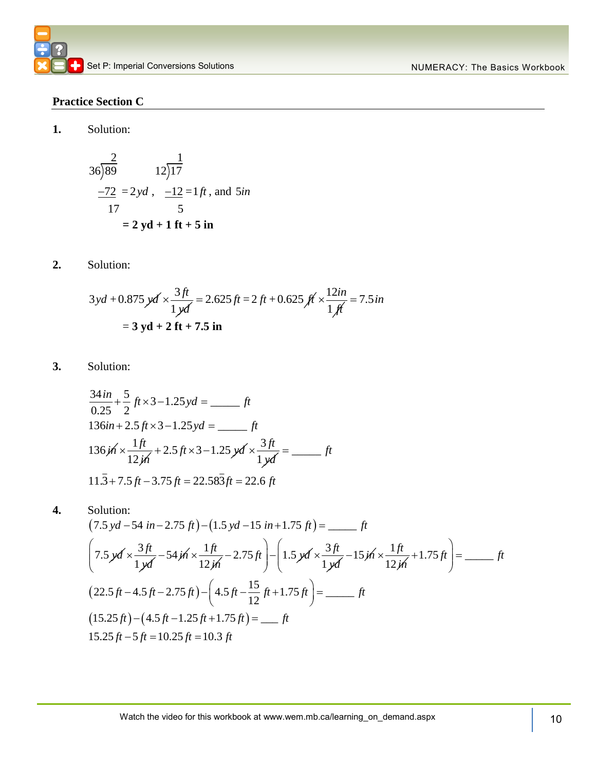## Practice Section C

**1.** Solution:

$$\begin{array}{r} 2 \\ 36\overline{)89} \\ \underline{-72} \\ 17 \end{array} = 2\,yd, \quad \begin{array}{r} 1 \\ 12\overline{)17} \\ \underline{-12} \\ 5 \end{array} = 1\,ft, \text{ and } 5\,in$$

**= 2 yd + 1 ft + 5 in**

**2.** Solution:

$$3\,yd + 0.875\,\cancel{yd} \times \frac{3\,ft}{1\,\cancel{yd}} = 2.625\,ft = 2\,ft + 0.625\,\cancel{ft} \times \frac{12\,in}{1\,\cancel{ft}} = 7.5\,in$$

= **3 yd + 2 ft + 7.5 in**

**3.** Solution:

$$\frac{34\,in}{0.25} + \frac{5}{2}\,ft \times 3 - 1.25\,yd = \_\_\_\_\_\ ft$$

$$136\,in + 2.5\,ft \times 3 - 1.25\,yd = \_\_\_\_\_\ ft$$

$$136\,\cancel{in} \times \frac{1\,ft}{12\,\cancel{in}} + 2.5\,ft \times 3 - 1.25\,\cancel{yd} \times \frac{3\,ft}{1\,\cancel{yd}} = \_\_\_\_\_\ ft$$

$$11.\overline{3} + 7.5\,ft - 3.75\,ft = 22.58\overline{3}\,ft = 22.6\,ft$$

**4.** Solution:

$$(7.5\,yd - 54\,in - 2.75\,ft) - (1.5\,yd - 15\,in + 1.75\,ft) = \_\_\_\_\_\ ft$$

$$\left(7.5\,\cancel{yd} \times \frac{3\,ft}{1\,\cancel{yd}} - 54\,\cancel{in} \times \frac{1\,ft}{12\,\cancel{in}} - 2.75\,ft\right) - \left(1.5\,\cancel{yd} \times \frac{3\,ft}{1\,\cancel{yd}} - 15\,\cancel{in} \times \frac{1\,ft}{12\,\cancel{in}} + 1.75\,ft\right) = \_\_\_\_\_\ ft$$

$$(22.5\,ft - 4.5\,ft - 2.75\,ft) - \left(4.5\,ft - \frac{15}{12}\,ft + 1.75\,ft\right) = \_\_\_\_\_\ ft$$

$$(15.25\,ft) - (4.5\,ft - 1.25\,ft + 1.75\,ft) = \_\_\_\ ft$$

$$15.25\,ft - 5\,ft = 10.25\,ft = 10.3\,ft$$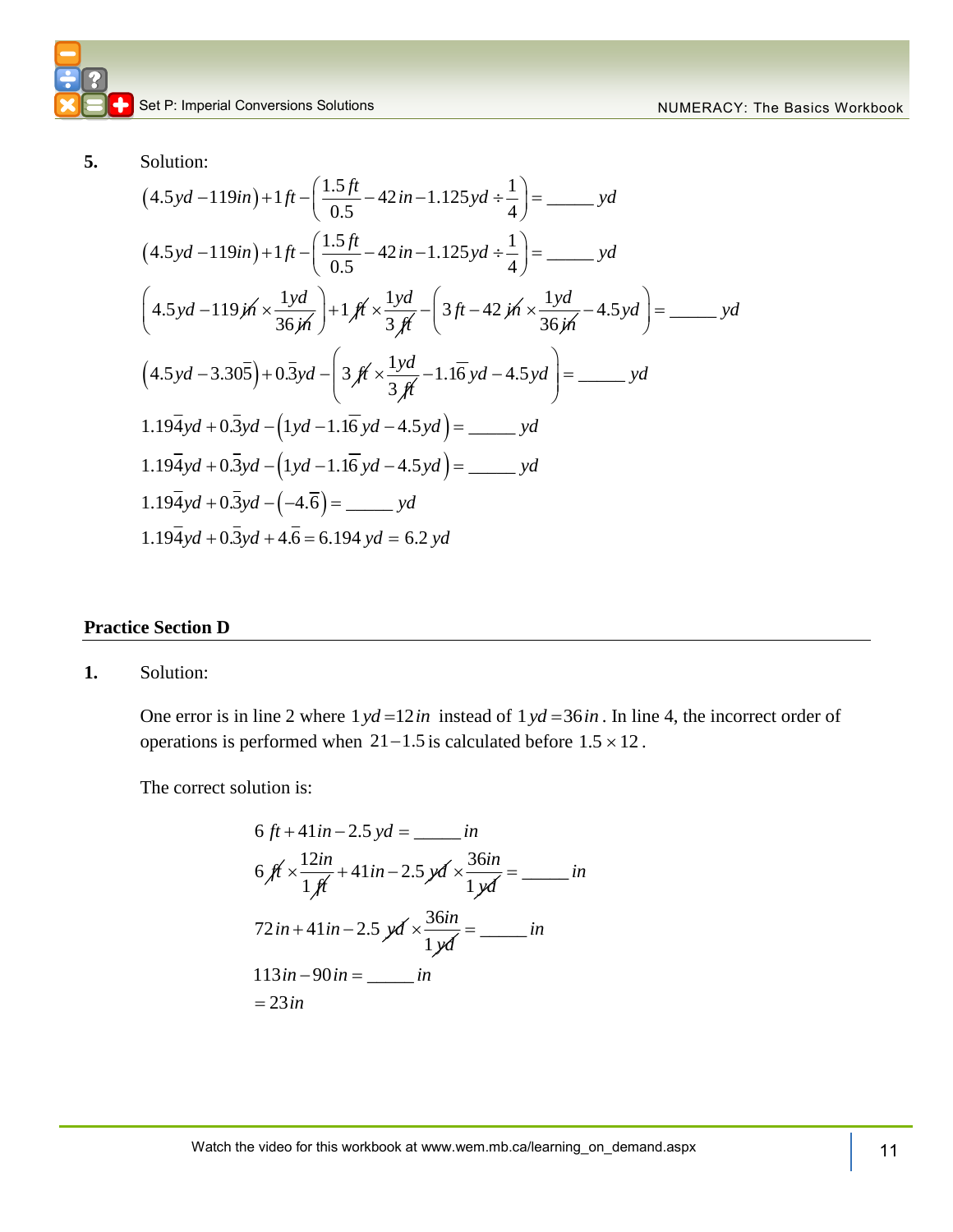**5.** Solution:

$$\left(4.5yd - 119in\right) + 1ft - \left(\frac{1.5ft}{0.5} - 42in - 1.125yd \div \frac{1}{4}\right) = \_\_\_\_\_ yd$$

$$\left(4.5yd - 119in\right) + 1ft - \left(\frac{1.5ft}{0.5} - 42in - 1.125yd \div \frac{1}{4}\right) = \_\_\_\_\_ yd$$

$$\left(4.5yd - 119\cancel{in} \times \frac{1yd}{36\cancel{in}}\right) + 1\cancel{ft} \times \frac{1yd}{3\cancel{ft}} - \left(3ft - 42\cancel{in} \times \frac{1yd}{36\cancel{in}} - 4.5yd\right) = \_\_\_\_\_ yd$$

$$\left(4.5yd - 3.30\overline{5}\right) + 0.\overline{3}yd - \left(3\cancel{ft} \times \frac{1yd}{3\cancel{ft}} - 1.1\overline{6}yd - 4.5yd\right) = \_\_\_\_\_ yd$$

$$1.19\overline{4}yd + 0.\overline{3}yd - \left(1yd - 1.1\overline{6}yd - 4.5yd\right) = \_\_\_\_\_ yd$$

$$1.19\overline{4}yd + 0.\overline{3}yd - \left(1yd - 1.1\overline{6}yd - 4.5yd\right) = \_\_\_\_\_ yd$$

$$1.19\overline{4}yd + 0.\overline{3}yd - \left(-4.\overline{6}\right) = \_\_\_\_\_ yd$$

$$1.19\overline{4}yd + 0.\overline{3}yd + 4.\overline{6} = 6.194\,yd = 6.2\,yd$$

## Practice Section D

**1.** Solution:

One error is in line 2 where $1\,yd = 12\,in$ instead of $1\,yd = 36\,in$. In line 4, the incorrect order of operations is performed when $21 - 1.5$ is calculated before $1.5 \times 12$.

The correct solution is:

$$6\,ft + 41in - 2.5\,yd = \_\_\_\_\_ in$$

$$6\,\cancel{ft} \times \frac{12in}{1\cancel{ft}} + 41in - 2.5\,\cancel{yd} \times \frac{36in}{1\,\cancel{yd}} = \_\_\_\_\_ in$$

$$72\,in + 41in - 2.5\,\cancel{yd} \times \frac{36in}{1\,\cancel{yd}} = \_\_\_\_\_ in$$

$$113in - 90\,in = \_\_\_\_\_ in$$

$$= 23\,in$$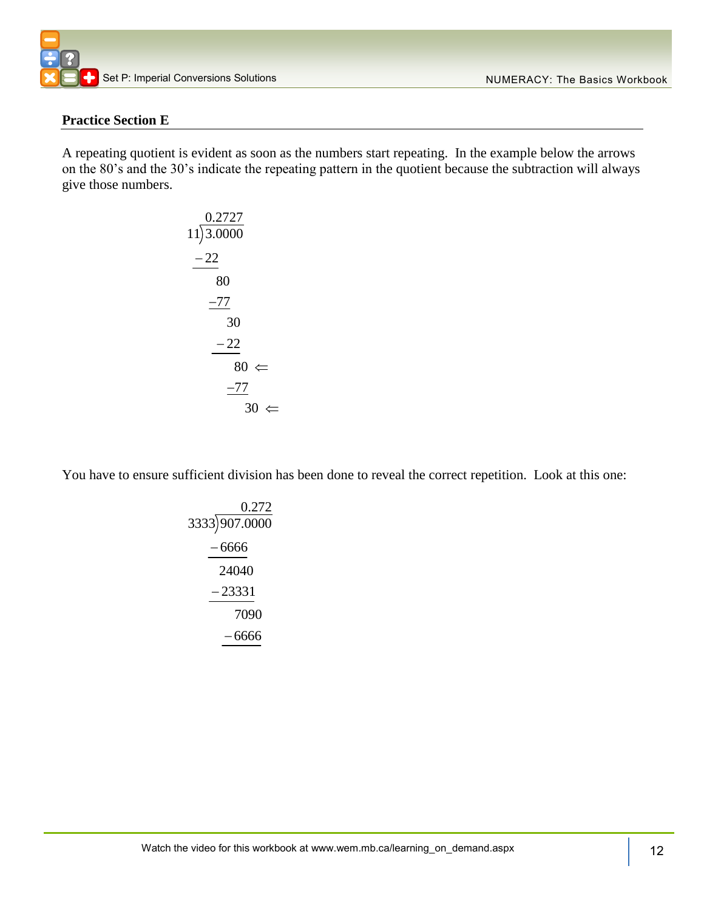**Practice Section E**

A repeating quotient is evident as soon as the numbers start repeating. In the example below the arrows on the 80's and the 30's indicate the repeating pattern in the quotient because the subtraction will always give those numbers.

```
      0.2727
  11)3.0000
   -22
     80
    -77
      30
     -22
       80 ⇐
      -77
        30 ⇐
```

You have to ensure sufficient division has been done to reveal the correct repetition. Look at this one:

```
          0.272
  3333)907.0000
      -6666
       24040
      -23331
         7090
        -6666
```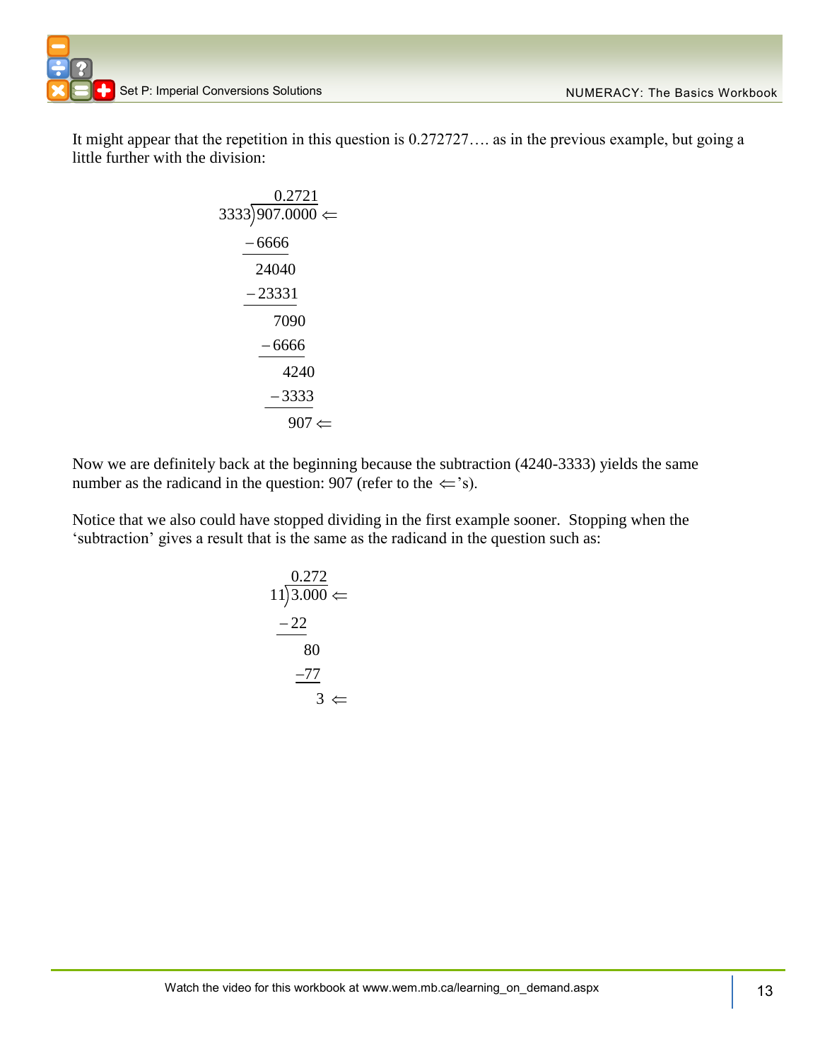It might appear that the repetition in this question is 0.272727…. as in the previous example, but going a little further with the division:

$$
\begin{array}{r}
0.2721 \\
3333\overline{)907.0000} \Leftarrow \\
-6666 \\
\hline
24040 \\
-23331 \\
\hline
7090 \\
-6666 \\
\hline
4240 \\
-3333 \\
\hline
907 \Leftarrow
\end{array}
$$

Now we are definitely back at the beginning because the subtraction (4240-3333) yields the same number as the radicand in the question: 907 (refer to the $\Leftarrow$'s).

Notice that we also could have stopped dividing in the first example sooner. Stopping when the 'subtraction' gives a result that is the same as the radicand in the question such as:

$$
\begin{array}{r}
0.272 \\
11\overline{)3.000} \Leftarrow \\
-22 \\
\hline
80 \\
-77 \\
\hline
3 \Leftarrow
\end{array}
$$